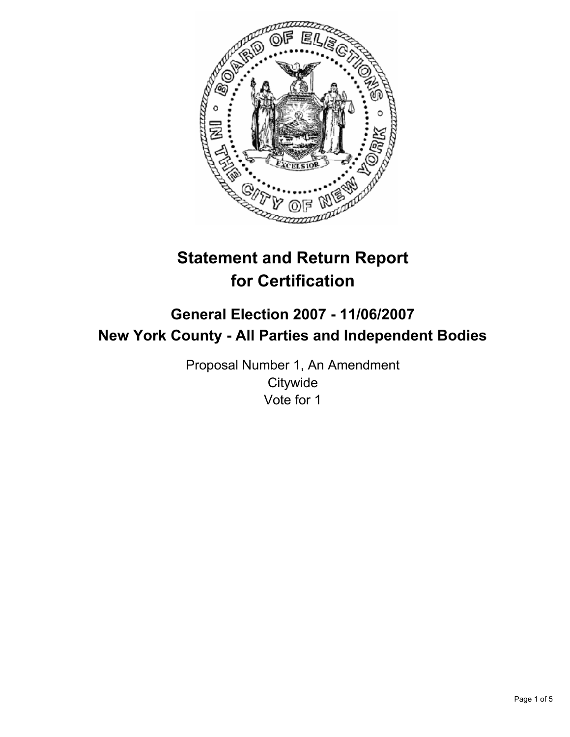# Statement and Return Report for Certification

## General Election 2007 - 11/06/2007
## New York County - All Parties and Independent Bodies

Proposal Number 1, An Amendment
Citywide
Vote for 1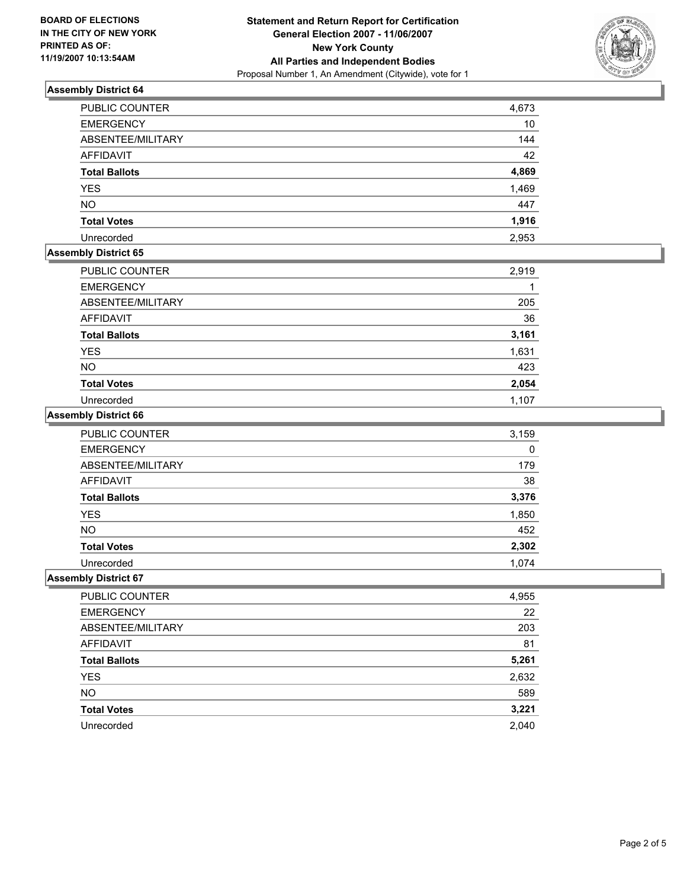**BOARD OF ELECTIONS IN THE CITY OF NEW YORK PRINTED AS OF: 11/19/2007 10:13:54AM**

**Statement and Return Report for Certification General Election 2007 - 11/06/2007 New York County All Parties and Independent Bodies**

Proposal Number 1, An Amendment (Citywide), vote for 1

### Assembly District 64

| | |
|---|---|
| PUBLIC COUNTER | 4,673 |
| EMERGENCY | 10 |
| ABSENTEE/MILITARY | 144 |
| AFFIDAVIT | 42 |
| **Total Ballots** | **4,869** |
| YES | 1,469 |
| NO | 447 |
| **Total Votes** | **1,916** |
| Unrecorded | 2,953 |

### Assembly District 65

| | |
|---|---|
| PUBLIC COUNTER | 2,919 |
| EMERGENCY | 1 |
| ABSENTEE/MILITARY | 205 |
| AFFIDAVIT | 36 |
| **Total Ballots** | **3,161** |
| YES | 1,631 |
| NO | 423 |
| **Total Votes** | **2,054** |
| Unrecorded | 1,107 |

### Assembly District 66

| | |
|---|---|
| PUBLIC COUNTER | 3,159 |
| EMERGENCY | 0 |
| ABSENTEE/MILITARY | 179 |
| AFFIDAVIT | 38 |
| **Total Ballots** | **3,376** |
| YES | 1,850 |
| NO | 452 |
| **Total Votes** | **2,302** |
| Unrecorded | 1,074 |

### Assembly District 67

| | |
|---|---|
| PUBLIC COUNTER | 4,955 |
| EMERGENCY | 22 |
| ABSENTEE/MILITARY | 203 |
| AFFIDAVIT | 81 |
| **Total Ballots** | **5,261** |
| YES | 2,632 |
| NO | 589 |
| **Total Votes** | **3,221** |
| Unrecorded | 2,040 |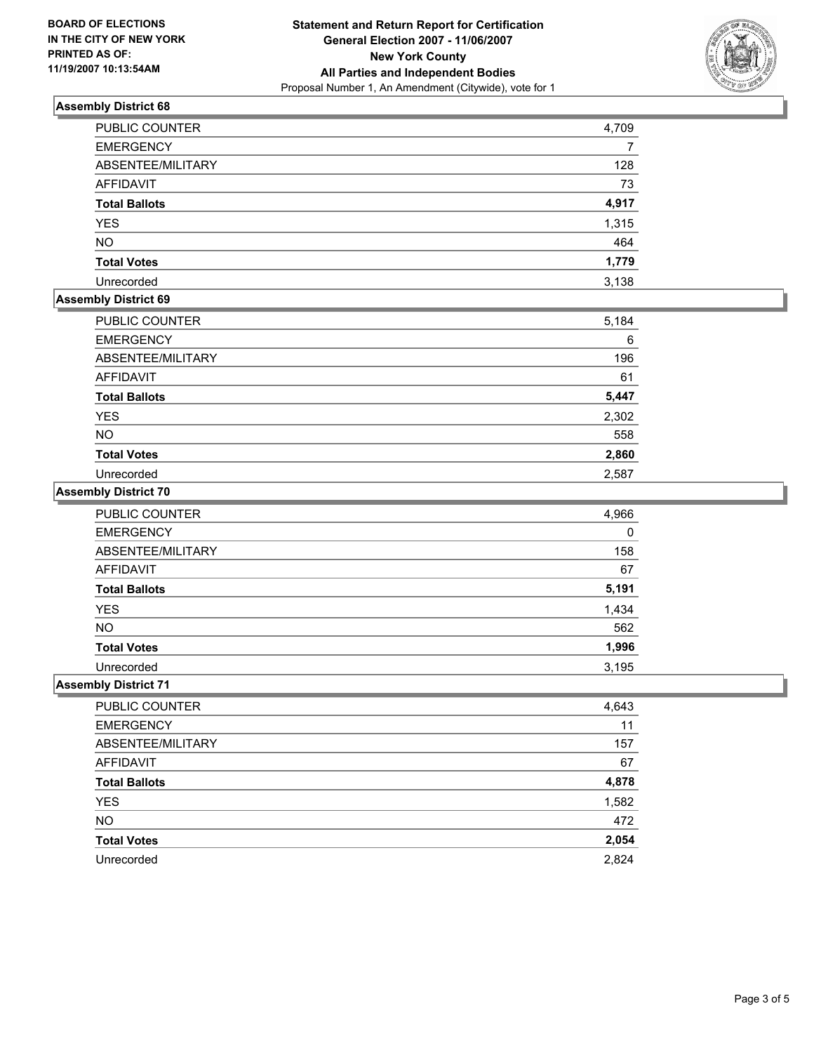**BOARD OF ELECTIONS IN THE CITY OF NEW YORK PRINTED AS OF: 11/19/2007 10:13:54AM**

# Statement and Return Report for Certification
## General Election 2007 - 11/06/2007
## New York County
## All Parties and Independent Bodies
Proposal Number 1, An Amendment (Citywide), vote for 1

### Assembly District 68

| | |
|---|---|
| PUBLIC COUNTER | 4,709 |
| EMERGENCY | 7 |
| ABSENTEE/MILITARY | 128 |
| AFFIDAVIT | 73 |
| **Total Ballots** | **4,917** |
| YES | 1,315 |
| NO | 464 |
| **Total Votes** | **1,779** |
| Unrecorded | 3,138 |

### Assembly District 69

| | |
|---|---|
| PUBLIC COUNTER | 5,184 |
| EMERGENCY | 6 |
| ABSENTEE/MILITARY | 196 |
| AFFIDAVIT | 61 |
| **Total Ballots** | **5,447** |
| YES | 2,302 |
| NO | 558 |
| **Total Votes** | **2,860** |
| Unrecorded | 2,587 |

### Assembly District 70

| | |
|---|---|
| PUBLIC COUNTER | 4,966 |
| EMERGENCY | 0 |
| ABSENTEE/MILITARY | 158 |
| AFFIDAVIT | 67 |
| **Total Ballots** | **5,191** |
| YES | 1,434 |
| NO | 562 |
| **Total Votes** | **1,996** |
| Unrecorded | 3,195 |

### Assembly District 71

| | |
|---|---|
| PUBLIC COUNTER | 4,643 |
| EMERGENCY | 11 |
| ABSENTEE/MILITARY | 157 |
| AFFIDAVIT | 67 |
| **Total Ballots** | **4,878** |
| YES | 1,582 |
| NO | 472 |
| **Total Votes** | **2,054** |
| Unrecorded | 2,824 |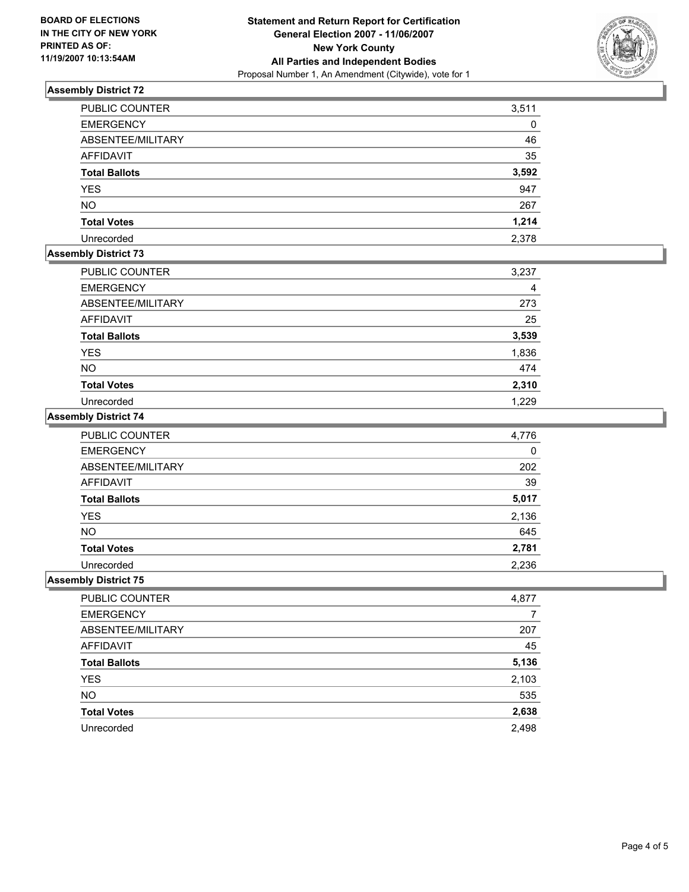**BOARD OF ELECTIONS IN THE CITY OF NEW YORK PRINTED AS OF: 11/19/2007 10:13:54AM**

**Statement and Return Report for Certification**
**General Election 2007 - 11/06/2007**
**New York County**
**All Parties and Independent Bodies**
Proposal Number 1, An Amendment (Citywide), vote for 1

### Assembly District 72

| | |
|---|---|
| PUBLIC COUNTER | 3,511 |
| EMERGENCY | 0 |
| ABSENTEE/MILITARY | 46 |
| AFFIDAVIT | 35 |
| **Total Ballots** | **3,592** |
| YES | 947 |
| NO | 267 |
| **Total Votes** | **1,214** |
| Unrecorded | 2,378 |

### Assembly District 73

| | |
|---|---|
| PUBLIC COUNTER | 3,237 |
| EMERGENCY | 4 |
| ABSENTEE/MILITARY | 273 |
| AFFIDAVIT | 25 |
| **Total Ballots** | **3,539** |
| YES | 1,836 |
| NO | 474 |
| **Total Votes** | **2,310** |
| Unrecorded | 1,229 |

### Assembly District 74

| | |
|---|---|
| PUBLIC COUNTER | 4,776 |
| EMERGENCY | 0 |
| ABSENTEE/MILITARY | 202 |
| AFFIDAVIT | 39 |
| **Total Ballots** | **5,017** |
| YES | 2,136 |
| NO | 645 |
| **Total Votes** | **2,781** |
| Unrecorded | 2,236 |

### Assembly District 75

| | |
|---|---|
| PUBLIC COUNTER | 4,877 |
| EMERGENCY | 7 |
| ABSENTEE/MILITARY | 207 |
| AFFIDAVIT | 45 |
| **Total Ballots** | **5,136** |
| YES | 2,103 |
| NO | 535 |
| **Total Votes** | **2,638** |
| Unrecorded | 2,498 |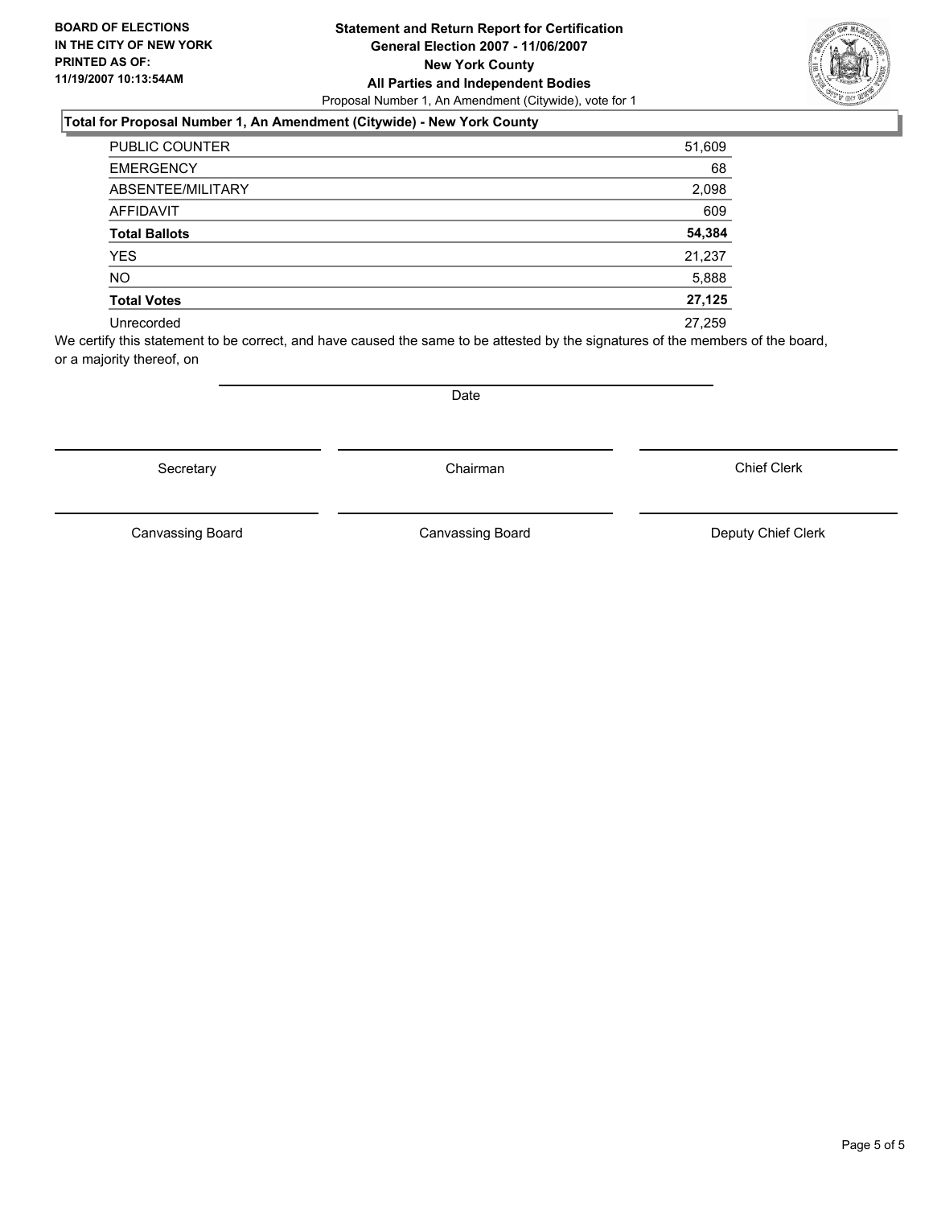**BOARD OF ELECTIONS IN THE CITY OF NEW YORK PRINTED AS OF: 11/19/2007 10:13:54AM**

**Statement and Return Report for Certification**
**General Election 2007 - 11/06/2007**
**New York County**
**All Parties and Independent Bodies**
Proposal Number 1, An Amendment (Citywide), vote for 1

**Total for Proposal Number 1, An Amendment (Citywide) - New York County**

| | |
|---|---|
| PUBLIC COUNTER | 51,609 |
| EMERGENCY | 68 |
| ABSENTEE/MILITARY | 2,098 |
| AFFIDAVIT | 609 |
| **Total Ballots** | **54,384** |
| YES | 21,237 |
| NO | 5,888 |
| **Total Votes** | **27,125** |
| Unrecorded | 27,259 |

We certify this statement to be correct, and have caused the same to be attested by the signatures of the members of the board, or a majority thereof, on

Date

Secretary

Chairman

Chief Clerk

Canvassing Board

Canvassing Board

Deputy Chief Clerk